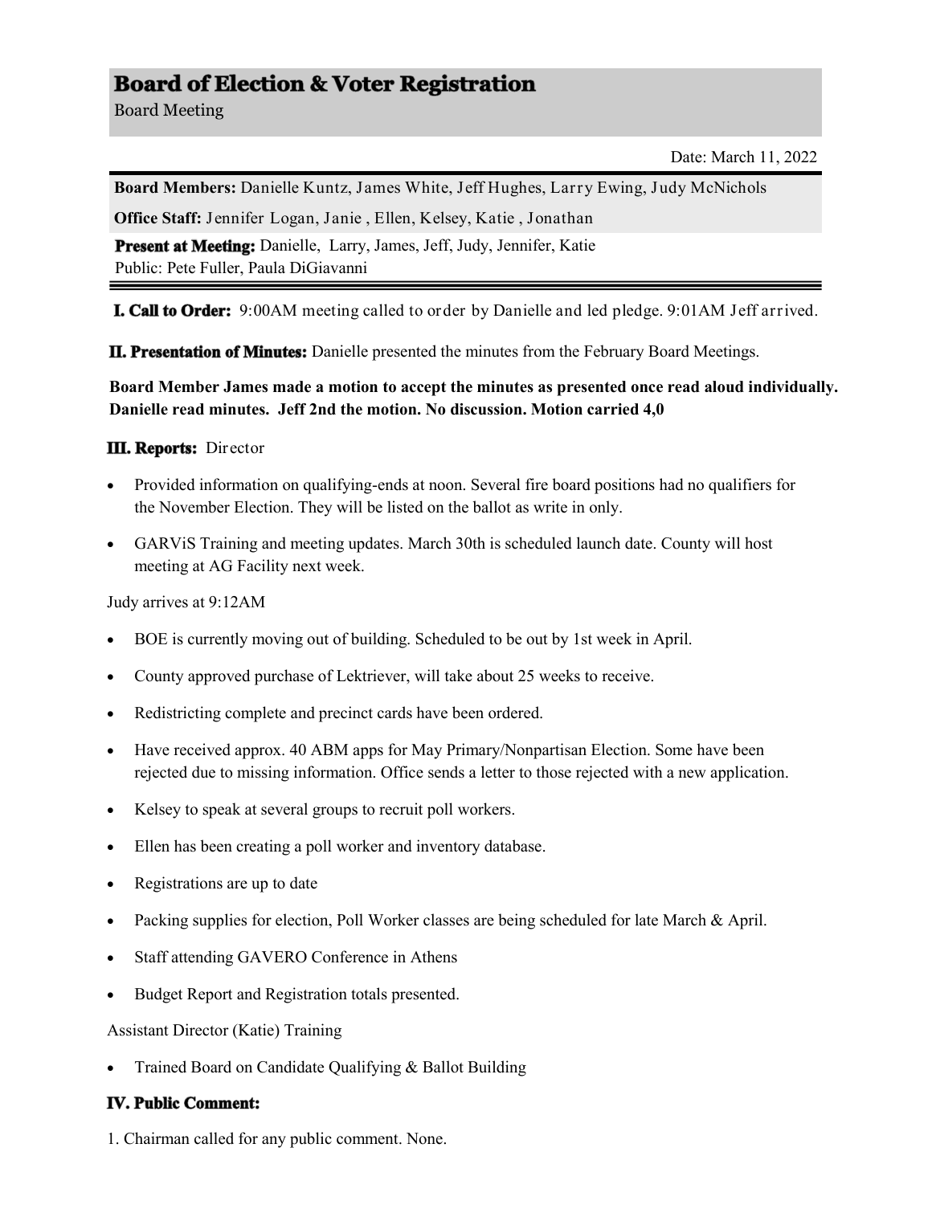# Board of Election & Voter Registration

Board Meeting

Date: March 11, 2022

**Board Members:** Danielle Kuntz, James White, Jeff Hughes, Larry Ewing, Judy McNichols

**Office Staff:** Jennifer Logan, Janie , Ellen, Kelsey, Katie , Jonathan

**Present at Meeting:** Danielle, Larry, James, Jeff, Judy, Jennifer, Katie
Public: Pete Fuller, Paula DiGiavanni

**I. Call to Order:** 9:00AM meeting called to order by Danielle and led pledge. 9:01AM Jeff arrived.

**II. Presentation of Minutes:** Danielle presented the minutes from the February Board Meetings.

**Board Member James made a motion to accept the minutes as presented once read aloud individually. Danielle read minutes. Jeff 2nd the motion. No discussion. Motion carried 4,0**

**III. Reports:** Director

- Provided information on qualifying-ends at noon. Several fire board positions had no qualifiers for the November Election. They will be listed on the ballot as write in only.
- GARViS Training and meeting updates. March 30th is scheduled launch date. County will host meeting at AG Facility next week.

Judy arrives at 9:12AM

- BOE is currently moving out of building. Scheduled to be out by 1st week in April.
- County approved purchase of Lektriever, will take about 25 weeks to receive.
- Redistricting complete and precinct cards have been ordered.
- Have received approx. 40 ABM apps for May Primary/Nonpartisan Election. Some have been rejected due to missing information. Office sends a letter to those rejected with a new application.
- Kelsey to speak at several groups to recruit poll workers.
- Ellen has been creating a poll worker and inventory database.
- Registrations are up to date
- Packing supplies for election, Poll Worker classes are being scheduled for late March & April.
- Staff attending GAVERO Conference in Athens
- Budget Report and Registration totals presented.

Assistant Director (Katie) Training

- Trained Board on Candidate Qualifying & Ballot Building

**IV. Public Comment:**

1. Chairman called for any public comment. None.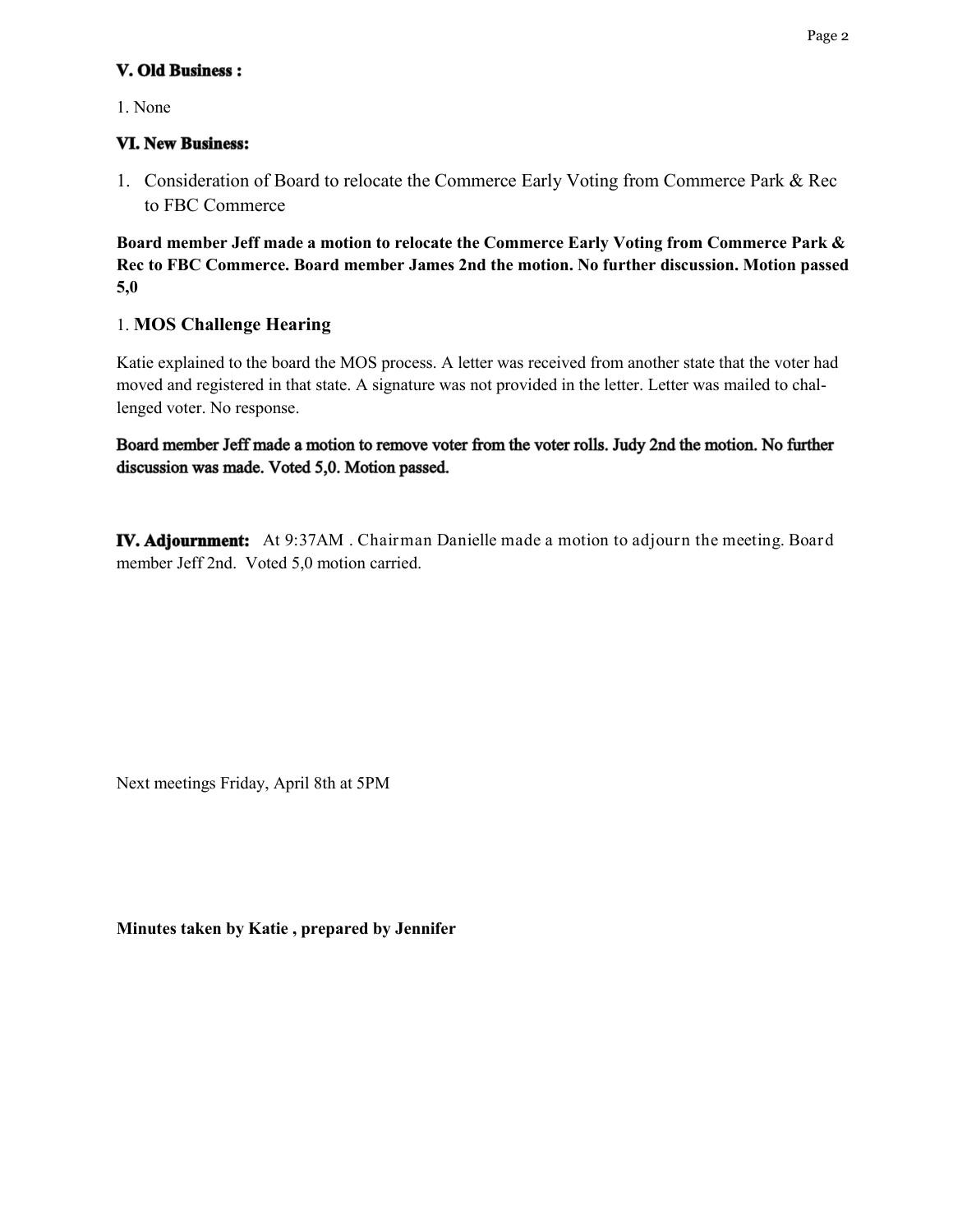### V. Old Business :

1. None

### VI. New Business:

1. Consideration of Board to relocate the Commerce Early Voting from Commerce Park & Rec to FBC Commerce

**Board member Jeff made a motion to relocate the Commerce Early Voting from Commerce Park & Rec to FBC Commerce. Board member James 2nd the motion. No further discussion. Motion passed 5,0**

1. **MOS Challenge Hearing**

Katie explained to the board the MOS process. A letter was received from another state that the voter had moved and registered in that state. A signature was not provided in the letter. Letter was mailed to challenged voter. No response.

**Board member Jeff made a motion to remove voter from the voter rolls. Judy 2nd the motion. No further discussion was made. Voted 5,0. Motion passed.**

**IV. Adjournment:** At 9:37AM . Chairman Danielle made a motion to adjourn the meeting. Board member Jeff 2nd. Voted 5,0 motion carried.

Next meetings Friday, April 8th at 5PM

**Minutes taken by Katie , prepared by Jennifer**